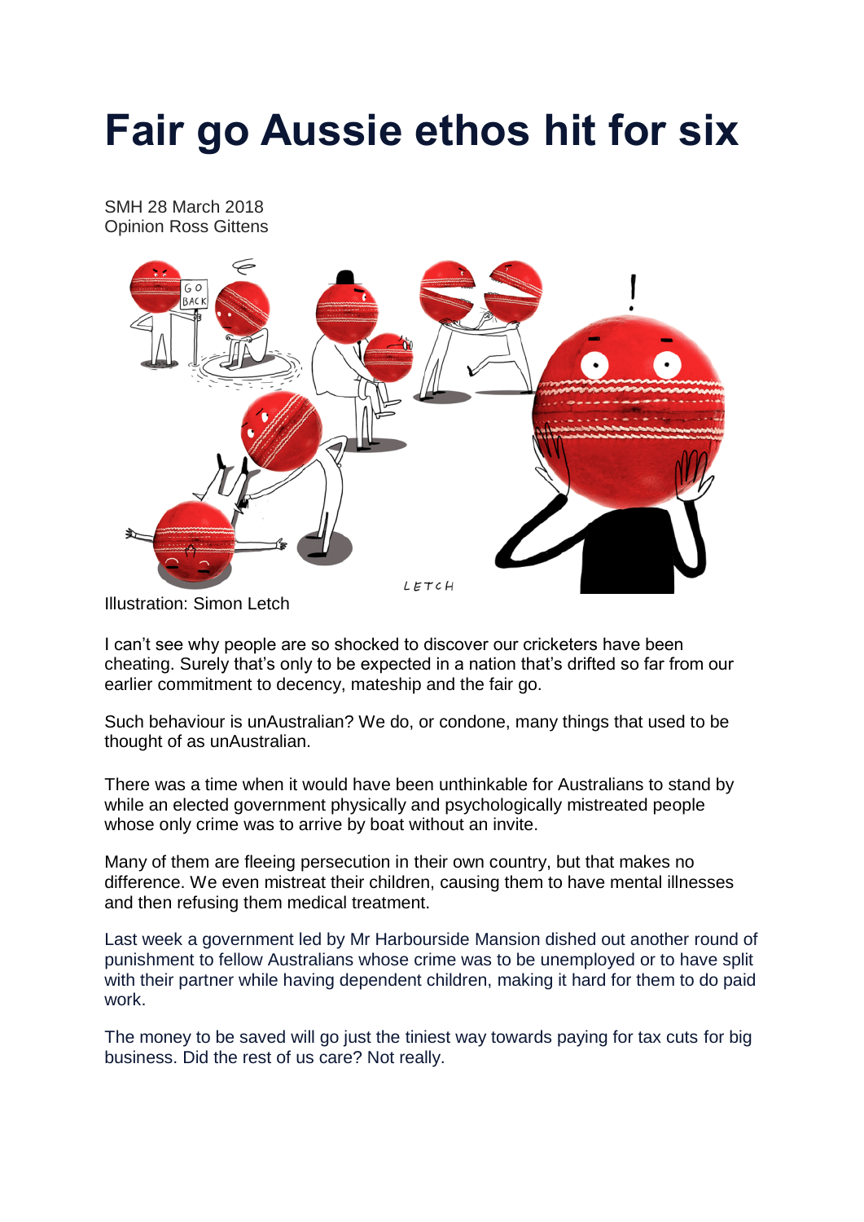# Fair go Aussie ethos hit for six

SMH 28 March 2018
Opinion Ross Gittens

Illustration: Simon Letch

I can't see why people are so shocked to discover our cricketers have been cheating. Surely that's only to be expected in a nation that's drifted so far from our earlier commitment to decency, mateship and the fair go.

Such behaviour is unAustralian? We do, or condone, many things that used to be thought of as unAustralian.

There was a time when it would have been unthinkable for Australians to stand by while an elected government physically and psychologically mistreated people whose only crime was to arrive by boat without an invite.

Many of them are fleeing persecution in their own country, but that makes no difference. We even mistreat their children, causing them to have mental illnesses and then refusing them medical treatment.

Last week a government led by Mr Harbourside Mansion dished out another round of punishment to fellow Australians whose crime was to be unemployed or to have split with their partner while having dependent children, making it hard for them to do paid work.

The money to be saved will go just the tiniest way towards paying for tax cuts for big business. Did the rest of us care? Not really.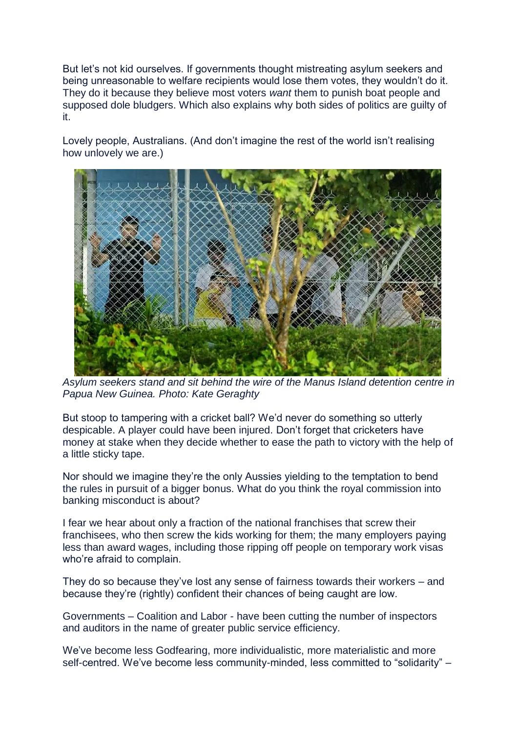But let's not kid ourselves. If governments thought mistreating asylum seekers and being unreasonable to welfare recipients would lose them votes, they wouldn't do it. They do it because they believe most voters *want* them to punish boat people and supposed dole bludgers. Which also explains why both sides of politics are guilty of it.

Lovely people, Australians. (And don't imagine the rest of the world isn't realising how unlovely we are.)

*Asylum seekers stand and sit behind the wire of the Manus Island detention centre in Papua New Guinea. Photo: Kate Geraghty*

But stoop to tampering with a cricket ball? We'd never do something so utterly despicable. A player could have been injured. Don't forget that cricketers have money at stake when they decide whether to ease the path to victory with the help of a little sticky tape.

Nor should we imagine they're the only Aussies yielding to the temptation to bend the rules in pursuit of a bigger bonus. What do you think the royal commission into banking misconduct is about?

I fear we hear about only a fraction of the national franchises that screw their franchisees, who then screw the kids working for them; the many employers paying less than award wages, including those ripping off people on temporary work visas who're afraid to complain.

They do so because they've lost any sense of fairness towards their workers – and because they're (rightly) confident their chances of being caught are low.

Governments – Coalition and Labor - have been cutting the number of inspectors and auditors in the name of greater public service efficiency.

We've become less Godfearing, more individualistic, more materialistic and more self-centred. We've become less community-minded, less committed to "solidarity" –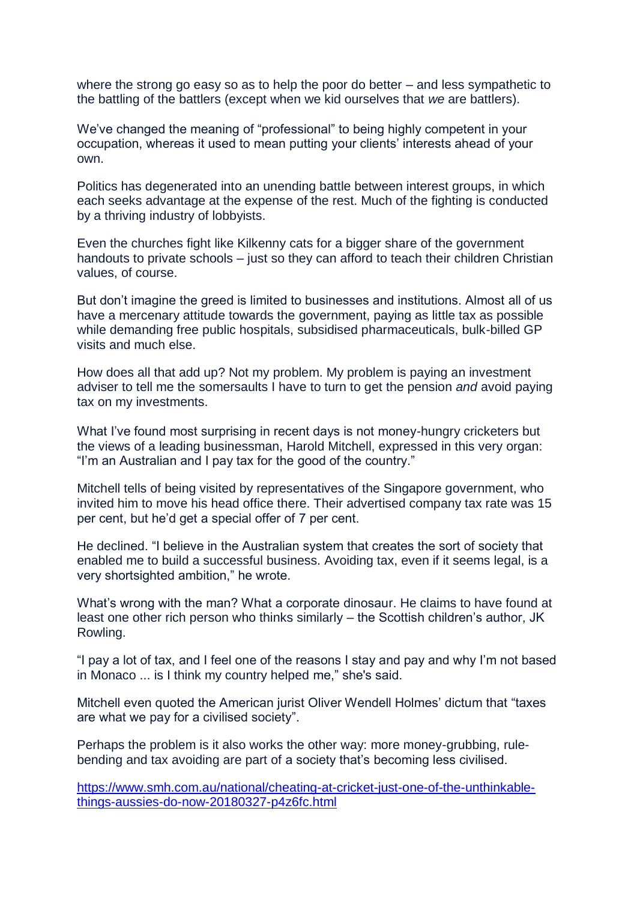where the strong go easy so as to help the poor do better – and less sympathetic to the battling of the battlers (except when we kid ourselves that *we* are battlers).

We've changed the meaning of "professional" to being highly competent in your occupation, whereas it used to mean putting your clients' interests ahead of your own.

Politics has degenerated into an unending battle between interest groups, in which each seeks advantage at the expense of the rest. Much of the fighting is conducted by a thriving industry of lobbyists.

Even the churches fight like Kilkenny cats for a bigger share of the government handouts to private schools – just so they can afford to teach their children Christian values, of course.

But don't imagine the greed is limited to businesses and institutions. Almost all of us have a mercenary attitude towards the government, paying as little tax as possible while demanding free public hospitals, subsidised pharmaceuticals, bulk-billed GP visits and much else.

How does all that add up? Not my problem. My problem is paying an investment adviser to tell me the somersaults I have to turn to get the pension *and* avoid paying tax on my investments.

What I've found most surprising in recent days is not money-hungry cricketers but the views of a leading businessman, Harold Mitchell, expressed in this very organ: "I'm an Australian and I pay tax for the good of the country."

Mitchell tells of being visited by representatives of the Singapore government, who invited him to move his head office there. Their advertised company tax rate was 15 per cent, but he'd get a special offer of 7 per cent.

He declined. "I believe in the Australian system that creates the sort of society that enabled me to build a successful business. Avoiding tax, even if it seems legal, is a very shortsighted ambition," he wrote.

What's wrong with the man? What a corporate dinosaur. He claims to have found at least one other rich person who thinks similarly – the Scottish children's author, JK Rowling.

"I pay a lot of tax, and I feel one of the reasons I stay and pay and why I'm not based in Monaco ... is I think my country helped me," she's said.

Mitchell even quoted the American jurist Oliver Wendell Holmes' dictum that "taxes are what we pay for a civilised society".

Perhaps the problem is it also works the other way: more money-grubbing, rule-bending and tax avoiding are part of a society that's becoming less civilised.

[https://www.smh.com.au/national/cheating-at-cricket-just-one-of-the-unthinkable-things-aussies-do-now-20180327-p4z6fc.html](https://www.smh.com.au/national/cheating-at-cricket-just-one-of-the-unthinkable-things-aussies-do-now-20180327-p4z6fc.html)